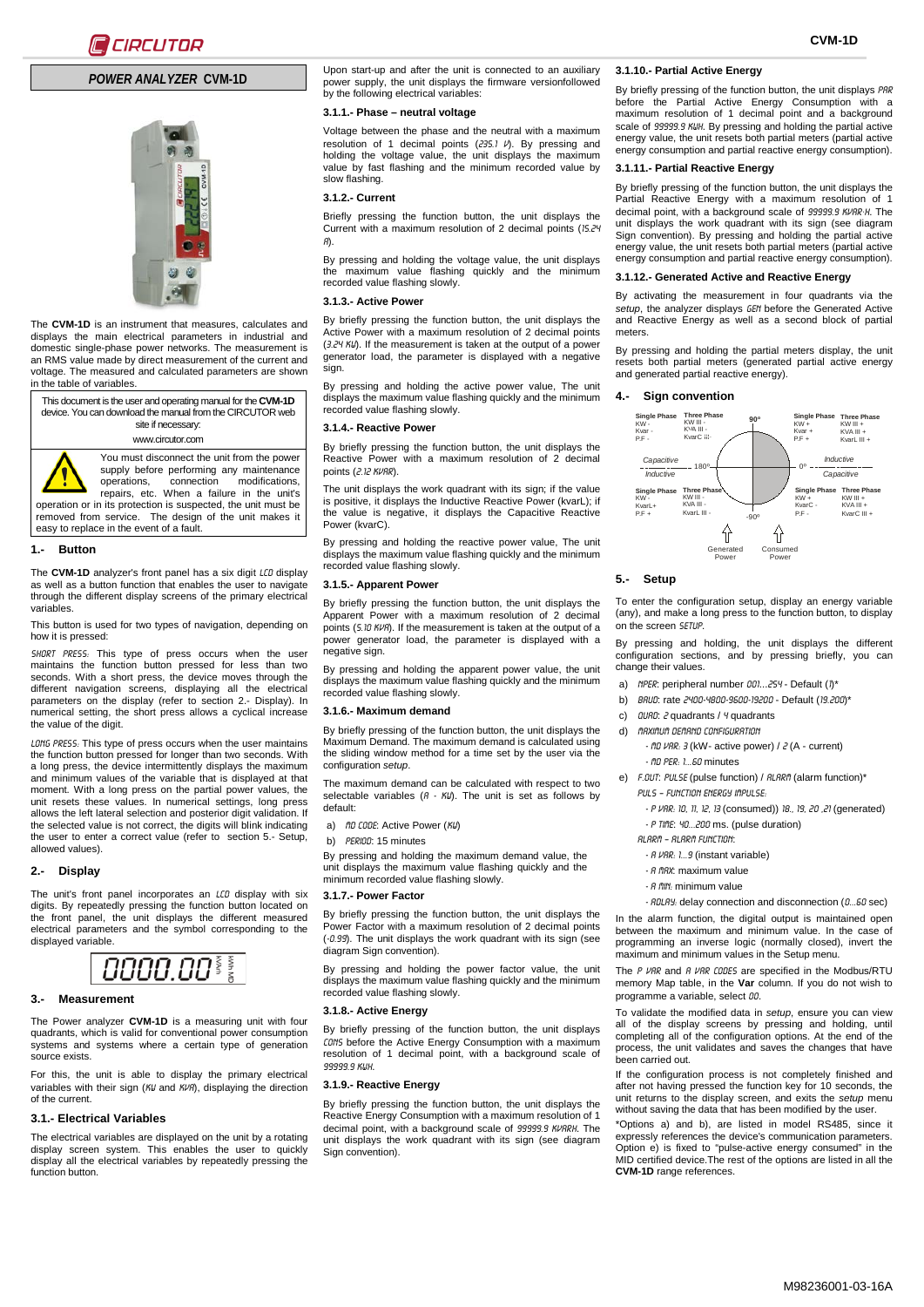# POWER ANALYZER CVM-1D

The **CVM-1D** is an instrument that measures, calculates and displays the main electrical parameters in industrial and domestic single-phase power networks. The measurement is an RMS value made by direct measurement of the current and voltage. The measured and calculated parameters are shown in the table of variables.

This document is the user and operating manual for the **CVM-1D** device. You can download the manual from the CIRCUTOR web site if necessary:

www.circutor.com

You must disconnect the unit from the power supply before performing any maintenance operations, connection modifications, repairs, etc. When a failure in the unit's operation or in its protection is suspected, the unit must be removed from service. The design of the unit makes it easy to replace in the event of a fault.

## 1.- Button

The **CVM-1D** analyzer's front panel has a six digit *LCD* display as well as a button function that enables the user to navigate through the different display screens of the primary electrical variables.

This button is used for two types of navigation, depending on how it is pressed:

*SHORT PRESS:* This type of press occurs when the user maintains the function button pressed for less than two seconds. With a short press, the device moves through the different navigation screens, displaying all the electrical parameters on the display (refer to section 2.- Display). In numerical setting, the short press allows a cyclical increase the value of the digit.

*LONG PRESS:* This type of press occurs when the user maintains the function button pressed for longer than two seconds. With a long press, the device intermittently displays the maximum and minimum values of the variable that is displayed at that moment. With a long press on the partial power values, the unit resets these values. In numerical settings, long press allows the left lateral selection and posterior digit validation. If the selected value is not correct, the digits will blink indicating the user to enter a correct value (refer to section 5.- Setup, allowed values).

## 2.- Display

The unit's front panel incorporates an *LCD* display with six digits. By repeatedly pressing the function button located on the front panel, the unit displays the different measured electrical parameters and the symbol corresponding to the displayed variable.

0000.00 kWh kVArh MD

## 3.- Measurement

The Power analyzer **CVM-1D** is a measuring unit with four quadrants, which is valid for conventional power consumption systems and systems where a certain type of generation source exists.

For this, the unit is able to display the primary electrical variables with their sign (*KW* and *KVR*), displaying the direction of the current.

### 3.1.- Electrical Variables

The electrical variables are displayed on the unit by a rotating display screen system. This enables the user to quickly display all the electrical variables by repeatedly pressing the function button.

Upon start-up and after the unit is connected to an auxiliary power supply, the unit displays the firmware versionfollowed by the following electrical variables:

#### 3.1.1.- Phase – neutral voltage

Voltage between the phase and the neutral with a maximum resolution of 1 decimal points (*235.1 V*). By pressing and holding the voltage value, the unit displays the maximum value by fast flashing and the minimum recorded value by slow flashing.

#### 3.1.2.- Current

Briefly pressing the function button, the unit displays the Current with a maximum resolution of 2 decimal points (*15.24 A*).

By pressing and holding the voltage value, the unit displays the maximum value flashing quickly and the minimum recorded value flashing slowly.

#### 3.1.3.- Active Power

By briefly pressing the function button, the unit displays the Active Power with a maximum resolution of 2 decimal points (*3.24 KW*). If the measurement is taken at the output of a power generator load, the parameter is displayed with a negative sign.

By pressing and holding the active power value, The unit displays the maximum value flashing quickly and the minimum recorded value flashing slowly.

#### 3.1.4.- Reactive Power

By briefly pressing the function button, the unit displays the Reactive Power with a maximum resolution of 2 decimal points (*2.12 KVAR*).

The unit displays the work quadrant with its sign; if the value is positive, it displays the Inductive Reactive Power (kvarL); if the value is negative, it displays the Capacitive Reactive Power (kvarC).

By pressing and holding the reactive power value, The unit displays the maximum value flashing quickly and the minimum recorded value flashing slowly.

#### 3.1.5.- Apparent Power

By briefly pressing the function button, the unit displays the Apparent Power with a maximum resolution of 2 decimal points (*5.10 KVA*). If the measurement is taken at the output of a power generator load, the parameter is displayed with a negative sign.

By pressing and holding the apparent power value, the unit displays the maximum value flashing quickly and the minimum recorded value flashing slowly.

#### 3.1.6.- Maximum demand

By briefly pressing of the function button, the unit displays the Maximum Demand. The maximum demand is calculated using the sliding window method for a time set by the user via the configuration *setup*.

The maximum demand can be calculated with respect to two selectable variables (*A - KW*). The unit is set as follows by default:

a) *MD CODE*: Active Power (*KW*)
b) *PERIOD*: 15 minutes

By pressing and holding the maximum demand value, the unit displays the maximum value flashing quickly and the minimum recorded value flashing slowly.

#### 3.1.7.- Power Factor

By briefly pressing the function button, the unit displays the Power Factor with a maximum resolution of 2 decimal points (*-0.99*). The unit displays the work quadrant with its sign (see diagram Sign convention).

By pressing and holding the power factor value, the unit displays the maximum value flashing quickly and the minimum recorded value flashing slowly.

#### 3.1.8.- Active Energy

By briefly pressing of the function button, the unit displays *CONS* before the Active Energy Consumption with a maximum resolution of 1 decimal point, with a background scale of *99999.9 KWH*.

#### 3.1.9.- Reactive Energy

By briefly pressing the function button, the unit displays the Reactive Energy Consumption with a maximum resolution of 1 decimal point, with a background scale of *99999.9 KVARH*. The unit displays the work quadrant with its sign (see diagram Sign convention).

#### 3.1.10.- Partial Active Energy

By briefly pressing of the function button, the unit displays *PAR* before the Partial Active Energy Consumption with a maximum resolution of 1 decimal point and a background scale of *99999.9 KWH*. By pressing and holding the partial active energy value, the unit resets both partial meters (partial active energy consumption and partial reactive energy consumption).

#### 3.1.11.- Partial Reactive Energy

By briefly pressing of the function button, the unit displays the Partial Reactive Energy with a maximum resolution of 1 decimal point, with a background scale of *99999.9 KVAR·H*. The unit displays the work quadrant with its sign (see diagram Sign convention). By pressing and holding the partial active energy value, the unit resets both partial meters (partial active energy consumption and partial reactive energy consumption).

#### 3.1.12.- Generated Active and Reactive Energy

By activating the measurement in four quadrants via the *setup*, the analyzer displays *GEN* before the Generated Active and Reactive Energy as well as a second block of partial meters.

By pressing and holding the partial meters display, the unit resets both partial meters (generated partial active energy and generated partial reactive energy).

## 4.- Sign convention

Single Phase: KW -, Kvar -, P.F - | Three Phase: KW III -, KVA III -, KvarC III
90°
Single Phase: KW +, Kvar +, P.F + | Three Phase: KW III +, KVA III +, KvarL III +
Capacitive / Inductive 180°
0° Inductive / Capacitive
Single Phase: KW -, KvarL+, P.F + | Three Phase: KW III -, KVA III -, KvarL III -
-90°
Single Phase: KW +, KvarC -, P.F - | Three Phase: KW III +, KVA III +, KvarC III +
Generated Power
Consumed Power

## 5.- Setup

To enter the configuration setup, display an energy variable (any), and make a long press to the function button, to display on the screen *SETUP*.

By pressing and holding, the unit displays the different configuration sections, and by pressing briefly, you can change their values.

a) *NPER*: peripheral number *001...254* - Default (*1*)*
b) *BAUD*: rate *2400-4800-9600-19200* - Default (*19.200*)*
c) *QUAD*: *2* quadrants / *4* quadrants
d) *MAXIMUM DEMAND CONFIGURATION*
   - *MD VAR: 3* (kW- active power) / *2* (A - current)
   - *MD PER: 1...60* minutes
e) *F.OUT: PULSE* (pulse function) / *ALARM* (alarm function)*
   *PULS – FUNCTION ENERGY IMPULSE:*
   - *P VAR: 10, 11, 12, 13* (consumed)) *18., 19, 20 ,21* (generated)
   - *P TIME: 40...200* ms. (pulse duration)
   *ALARM – ALARM FUNCTION:*
   - *A VAR: 1...9* (instant variable)
   - *A MAX*: maximum value
   - *A MIN*: minimum value
   - *ADLAY*: delay connection and disconnection (*0...60* sec)

In the alarm function, the digital output is maintained open between the maximum and minimum value. In the case of programming an inverse logic (normally closed), invert the maximum and minimum values in the Setup menu.

The *P VAR* and *A VAR CODES* are specified in the Modbus/RTU memory Map table, in the **Var** column. If you do not wish to programme a variable, select *00*.

To validate the modified data in *setup*, ensure you can view all of the display screens by pressing and holding, until completing all of the configuration options. At the end of the process, the unit validates and saves the changes that have been carried out.

If the configuration process is not completely finished and after not having pressed the function key for 10 seconds, the unit returns to the display screen, and exits the *setup* menu without saving the data that has been modified by the user.

*Options a) and b), are listed in model RS485, since it expressly references the device's communication parameters. Option e) is fixed to "pulse-active energy consumed" in the MID certified device.The rest of the options are listed in all the **CVM-1D** range references.

M98236001-03-16A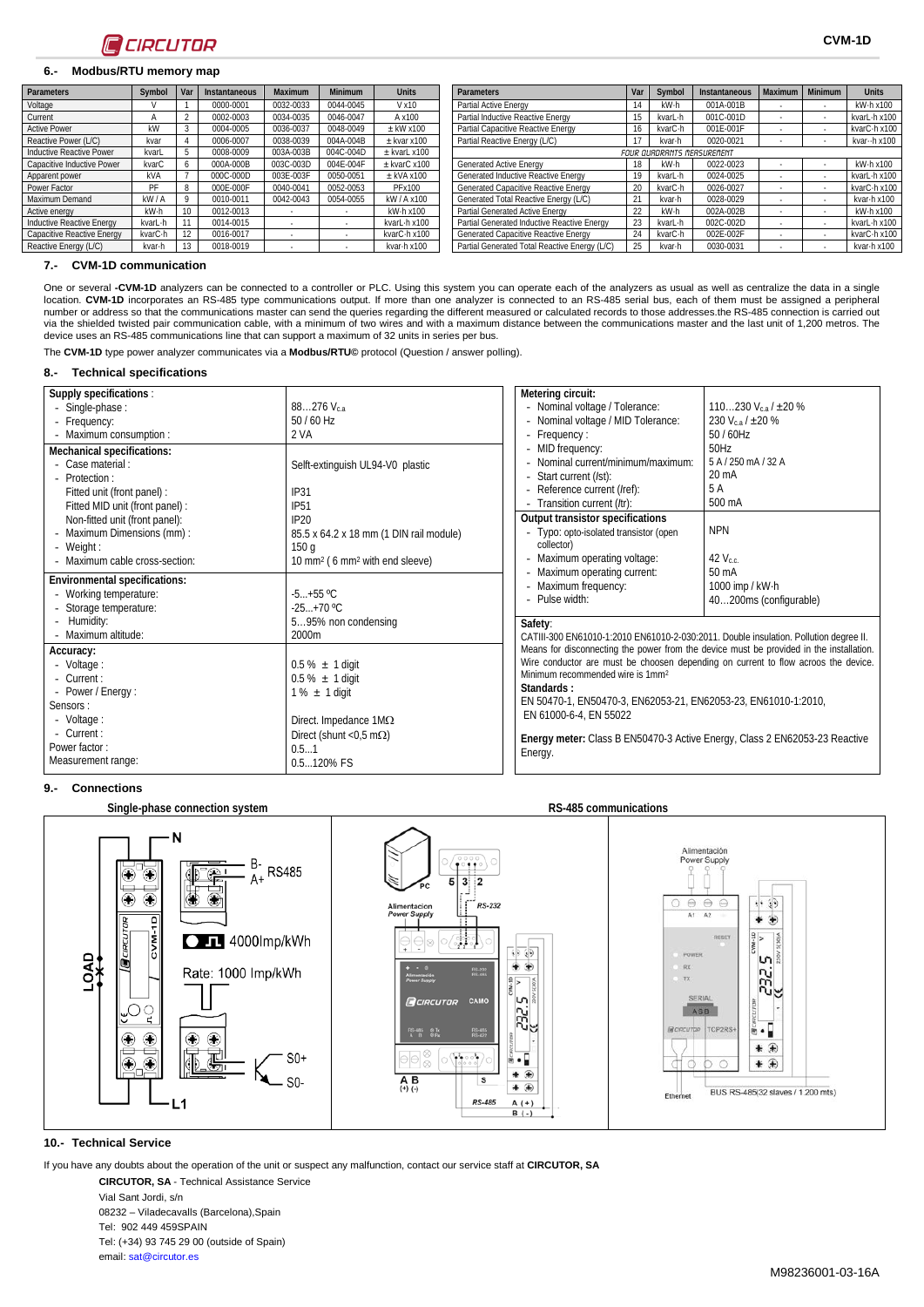## 6.- Modbus/RTU memory map

| Parameters | Symbol | Var | Instantaneous | Maximum | Minimum | Units |
|---|---|---|---|---|---|---|
| Voltage | V | 1 | 0000-0001 | 0032-0033 | 0044-0045 | V x10 |
| Current | A | 2 | 0002-0003 | 0034-0035 | 0046-0047 | A x100 |
| Active Power | kW | 3 | 0004-0005 | 0036-0037 | 0048-0049 | ± kW x100 |
| Reactive Power (L/C) | kvar | 4 | 0006-0007 | 0038-0039 | 004A-004B | ± kvar x100 |
| Inductive Reactive Power | kvarL | 5 | 0008-0009 | 003A-003B | 004C-004D | ± kvarL x100 |
| Capacitive Inductive Power | kvarC | 6 | 000A-000B | 003C-003D | 004E-004F | ± kvarC x100 |
| Apparent power | kVA | 7 | 000C-000D | 003E-003F | 0050-0051 | ± kVA x100 |
| Power Factor | PF | 8 | 000E-000F | 0040-0041 | 0052-0053 | PFx100 |
| Maximum Demand | kW / A | 9 | 0010-0011 | 0042-0043 | 0054-0055 | kW / A x100 |
| Active energy | kW·h | 10 | 0012-0013 | - | - | kW·h x100 |
| Inductive Reactive Energy | kvarL·h | 11 | 0014-0015 | - | - | kvarL·h x100 |
| Capacitive Reactive Energy | kvarC·h | 12 | 0016-0017 | - | - | kvarC·h x100 |
| Reactive Energy (L/C) | kvar·h | 13 | 0018-0019 | - | - | kvar·h x100 |

| Parameters | Var | Symbol | Instantaneous | Maximum | Minimum | Units |
|---|---|---|---|---|---|---|
| Partial Active Energy | 14 | kW·h | 001A-001B | - | - | kW·h x100 |
| Partial Inductive Reactive Energy | 15 | kvarL·h | 001C-001D | - | - | kvarL·h x100 |
| Partial Capacitive Reactive Energy | 16 | kvarC·h | 001E-001F | - | - | kvarC·h x100 |
| Partial Reactive Energy (L/C) | 17 | kvar·h | 0020-0021 | - | - | kvar·-h x100 |
| FOUR QUADRANTS MEASUREMENT | | | | | | |
| Generated Active Energy | 18 | kW·h | 0022-0023 | - | - | kW·h x100 |
| Generated Inductive Reactive Energy | 19 | kvarL·h | 0024-0025 | - | - | kvarL·h x100 |
| Generated Capacitive Reactive Energy | 20 | kvarC·h | 0026-0027 | - | - | kvarC·h x100 |
| Generated Total Reactive Energy (L/C) | 21 | kvar·h | 0028-0029 | - | - | kvar·h x100 |
| Partial Generated Active Energy | 22 | kW·h | 002A-002B | - | - | kW·h x100 |
| Partial Generated Inductive Reactive Energy | 23 | kvarL·h | 002C-002D | - | - | kvarL·h x100 |
| Generated Capacitive Reactive Energy | 24 | kvarC·h | 002E-002F | - | - | kvarC·h x100 |
| Partial Generated Total Reactive Energy (L/C) | 25 | kvar·h | 0030-0031 | - | - | kvar·h x100 |

## 7.- CVM-1D communication

One or several **-CVM-1D** analyzers can be connected to a controller or PLC. Using this system you can operate each of the analyzers as usual as well as centralize the data in a single location. **CVM-1D** incorporates an RS-485 type communications output. If more than one analyzer is connected to an RS-485 serial bus, each of them must be assigned a peripheral number or address so that the communications master can send the queries regarding the different measured or calculated records to those addresses.the RS-485 connection is carried out via the shielded twisted pair communication cable, with a minimum of two wires and with a maximum distance between the communications master and the last unit of 1,200 metros. The device uses an RS-485 communications line that can support a maximum of 32 units in series per bus.

The **CVM-1D** type power analyzer communicates via a **Modbus/RTU©** protocol (Question / answer polling).

## 8.- Technical specifications

| | |
|---|---|
| **Supply specifications** : | |
| - Single-phase : | 88…276 $V_{c.a}$ |
| - Frequency: | 50 / 60 Hz |
| - Maximum consumption : | 2 VA |
| **Mechanical specifications:** | |
| - Case material : | Selft-extinguish UL94-V0 plastic |
| - Protection : | |
| Fitted unit (front panel) : | IP31 |
| Fitted MID unit (front panel) : | IP51 |
| Non-fitted unit (front panel): | IP20 |
| - Maximum Dimensions (mm) : | 85.5 x 64.2 x 18 mm (1 DIN rail module) |
| - Weight : | 150 g |
| - Maximum cable cross-section: | 10 mm² ( 6 mm² with end sleeve) |
| **Environmental specifications:** | |
| - Working temperature: | -5…+55 ºC |
| - Storage temperature: | -25…+70 ºC |
| - Humidity: | 5…95% non condensing |
| - Maximum altitude: | 2000m |
| **Accuracy:** | |
| - Voltage : | 0.5 % ± 1 digit |
| - Current : | 0.5 % ± 1 digit |
| - Power / Energy : | 1 % ± 1 digit |
| Sensors : | |
| - Voltage : | Direct. Impedance 1MΩ |
| - Current : | Direct (shunt <0,5 mΩ) |
| Power factor : | 0.5…1 |
| Measurement range: | 0.5…120% FS |

| | |
|---|---|
| **Metering circuit:** | |
| - Nominal voltage / Tolerance: | 110…230 $V_{c.a}$ / ±20 % |
| - Nominal voltage / MID Tolerance: | 230 $V_{c.a}$ / ±20 % |
| - Frequency : | 50 / 60Hz |
| - MID frequency: | 50Hz |
| - Nominal current/minimum/maximum: | 5 A / 250 mA / 32 A |
| - Start current (Ist): | 20 mA |
| - Reference current (Iref): | 5 A |
| - Transition current (Itr): | 500 mA |
| **Output transistor specifications** | |
| - Typo: opto-isolated transistor (open collector) | NPN |
| - Maximum operating voltage: | 42 $V_{c.c.}$ |
| - Maximum operating current: | 50 mA |
| - Maximum frequency: | 1000 imp / kW·h |
| - Pulse width: | 40…200ms (configurable) |

**Safety**:
CATIII-300 EN61010-1:2010 EN61010-2-030:2011. Double insulation. Pollution degree II.
Means for disconnecting the power from the device must be provided in the installation.
Wire conductor are must be choosen depending on current to flow acroos the device.
Minimum recommended wire is 1mm²

**Standards :**
EN 50470-1, EN50470-3, EN62053-21, EN62053-23, EN61010-1:2010,
EN 61000-6-4, EN 55022

**Energy meter:** Class B EN50470-3 Active Energy, Class 2 EN62053-23 Reactive Energy.

## 9.- Connections

**Single-phase connection system**

N
B-
A+ RS485
LOAD
CVM-1D
4000Imp/kWh
Rate: 1000 Imp/kWh
S0+
S0-
L1

**RS-485 communications**

PC
5 3 2
Alimentacion Power Supply
RS-232
A B (+) (-)
S
RS-485
A (+)
B (-)

Alimentación Power Supply
A1 A2
RESET
POWER
RX
TX
SERIAL
A G B
TCP2RS+
Ethernet
BUS RS-485(32 slaves / 1 200 mts)

## 10.- Technical Service

If you have any doubts about the operation of the unit or suspect any malfunction, contact our service staff at **CIRCUTOR, SA**

**CIRCUTOR, SA** - Technical Assistance Service
Vial Sant Jordi, s/n
08232 – Viladecavalls (Barcelona),Spain
Tel: 902 449 459SPAIN
Tel: (+34) 93 745 29 00 (outside of Spain)
email: sat@circutor.es

M98236001-03-16A